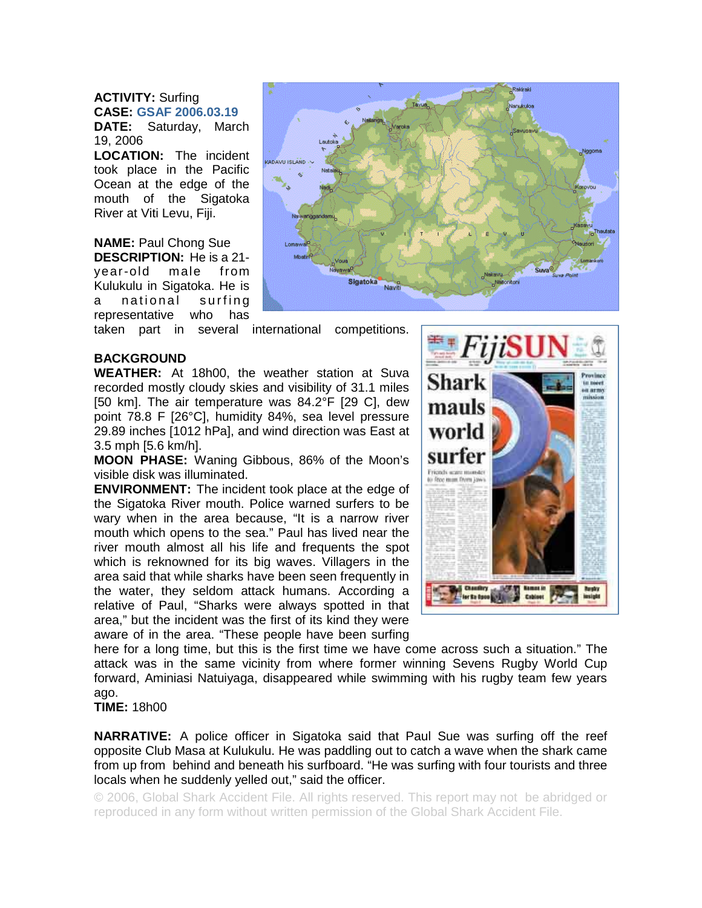**ACTIVITY:** Surfing
**CASE:** GSAF 2006.03.19
**DATE:** Saturday, March 19, 2006
**LOCATION:** The incident took place in the Pacific Ocean at the edge of the mouth of the Sigatoka River at Viti Levu, Fiji.

**NAME:** Paul Chong Sue
**DESCRIPTION:** He is a 21-year-old male from Kulukulu in Sigatoka. He is a national surfing representative who has taken part in several international competitions.

**BACKGROUND**
**WEATHER:** At 18h00, the weather station at Suva recorded mostly cloudy skies and visibility of 31.1 miles [50 km]. The air temperature was 84.2°F [29 C], dew point 78.8 F [26°C], humidity 84%, sea level pressure 29.89 inches [1012 hPa], and wind direction was East at 3.5 mph [5.6 km/h].
**MOON PHASE:** Waning Gibbous, 86% of the Moon's visible disk was illuminated.
**ENVIRONMENT:** The incident took place at the edge of the Sigatoka River mouth. Police warned surfers to be wary when in the area because, "It is a narrow river mouth which opens to the sea." Paul has lived near the river mouth almost all his life and frequents the spot which is reknowned for its big waves. Villagers in the area said that while sharks have been seen frequently in the water, they seldom attack humans. According a relative of Paul, "Sharks were always spotted in that area," but the incident was the first of its kind they were aware of in the area. "These people have been surfing here for a long time, but this is the first time we have come across such a situation." The attack was in the same vicinity from where former winning Sevens Rugby World Cup forward, Aminiasi Natuiyaga, disappeared while swimming with his rugby team few years ago.
**TIME:** 18h00

**NARRATIVE:** A police officer in Sigatoka said that Paul Sue was surfing off the reef opposite Club Masa at Kulukulu. He was paddling out to catch a wave when the shark came from up from behind and beneath his surfboard. "He was surfing with four tourists and three locals when he suddenly yelled out," said the officer.

© 2006, Global Shark Accident File. All rights reserved. This report may not be abridged or reproduced in any form without written permission of the Global Shark Accident File.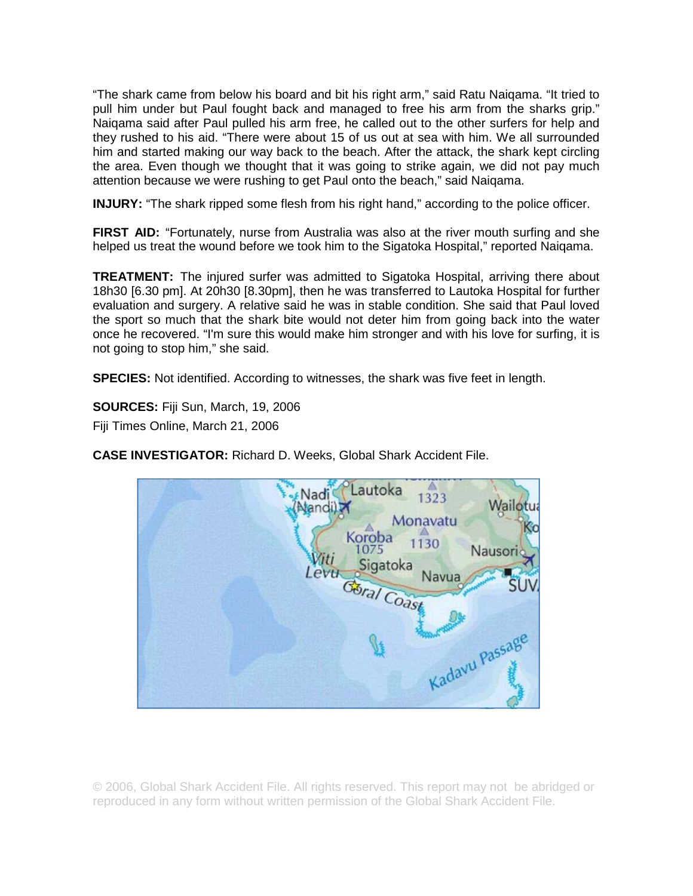"The shark came from below his board and bit his right arm," said Ratu Naiqama. "It tried to pull him under but Paul fought back and managed to free his arm from the sharks grip." Naiqama said after Paul pulled his arm free, he called out to the other surfers for help and they rushed to his aid. "There were about 15 of us out at sea with him. We all surrounded him and started making our way back to the beach. After the attack, the shark kept circling the area. Even though we thought that it was going to strike again, we did not pay much attention because we were rushing to get Paul onto the beach," said Naiqama.

**INJURY:** "The shark ripped some flesh from his right hand," according to the police officer.

**FIRST AID:** "Fortunately, nurse from Australia was also at the river mouth surfing and she helped us treat the wound before we took him to the Sigatoka Hospital," reported Naiqama.

**TREATMENT:** The injured surfer was admitted to Sigatoka Hospital, arriving there about 18h30 [6.30 pm]. At 20h30 [8.30pm], then he was transferred to Lautoka Hospital for further evaluation and surgery. A relative said he was in stable condition. She said that Paul loved the sport so much that the shark bite would not deter him from going back into the water once he recovered. "I'm sure this would make him stronger and with his love for surfing, it is not going to stop him," she said.

**SPECIES:** Not identified. According to witnesses, the shark was five feet in length.

**SOURCES:** Fiji Sun, March, 19, 2006

Fiji Times Online, March 21, 2006

**CASE INVESTIGATOR:** Richard D. Weeks, Global Shark Accident File.

© 2006, Global Shark Accident File. All rights reserved. This report may not be abridged or reproduced in any form without written permission of the Global Shark Accident File.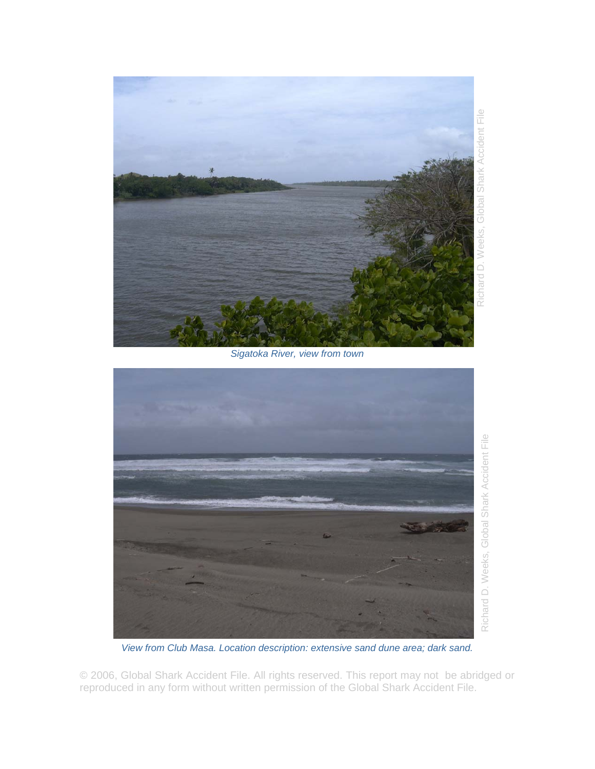*Sigatoka River, view from town*

*View from Club Masa. Location description: extensive sand dune area; dark sand.*

© 2006, Global Shark Accident File. All rights reserved. This report may not be abridged or reproduced in any form without written permission of the Global Shark Accident File.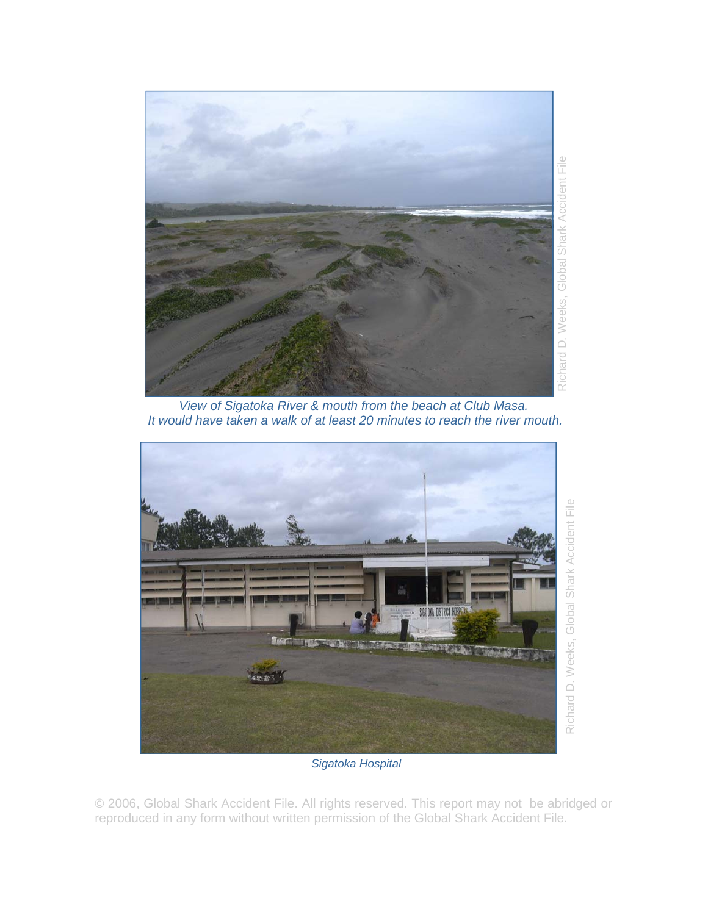*View of Sigatoka River & mouth from the beach at Club Masa.*
*It would have taken a walk of at least 20 minutes to reach the river mouth.*

*Sigatoka Hospital*

© 2006, Global Shark Accident File. All rights reserved. This report may not be abridged or reproduced in any form without written permission of the Global Shark Accident File.